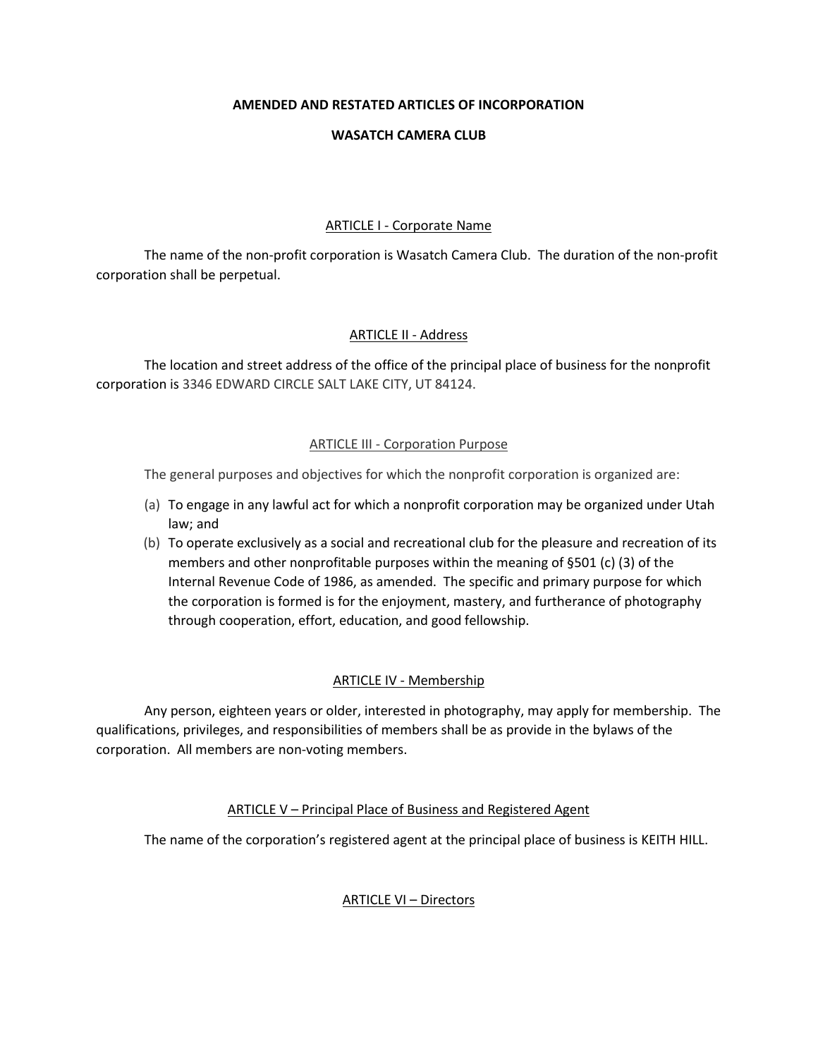**AMENDED AND RESTATED ARTICLES OF INCORPORATION**

**WASATCH CAMERA CLUB**

ARTICLE I - Corporate Name

The name of the non-profit corporation is Wasatch Camera Club. The duration of the non-profit corporation shall be perpetual.

ARTICLE II - Address

The location and street address of the office of the principal place of business for the nonprofit corporation is 3346 EDWARD CIRCLE SALT LAKE CITY, UT 84124.

ARTICLE III - Corporation Purpose

The general purposes and objectives for which the nonprofit corporation is organized are:

(a) To engage in any lawful act for which a nonprofit corporation may be organized under Utah law; and
(b) To operate exclusively as a social and recreational club for the pleasure and recreation of its members and other nonprofitable purposes within the meaning of §501 (c) (3) of the Internal Revenue Code of 1986, as amended. The specific and primary purpose for which the corporation is formed is for the enjoyment, mastery, and furtherance of photography through cooperation, effort, education, and good fellowship.

ARTICLE IV - Membership

Any person, eighteen years or older, interested in photography, may apply for membership. The qualifications, privileges, and responsibilities of members shall be as provide in the bylaws of the corporation. All members are non-voting members.

ARTICLE V – Principal Place of Business and Registered Agent

The name of the corporation's registered agent at the principal place of business is KEITH HILL.

ARTICLE VI – Directors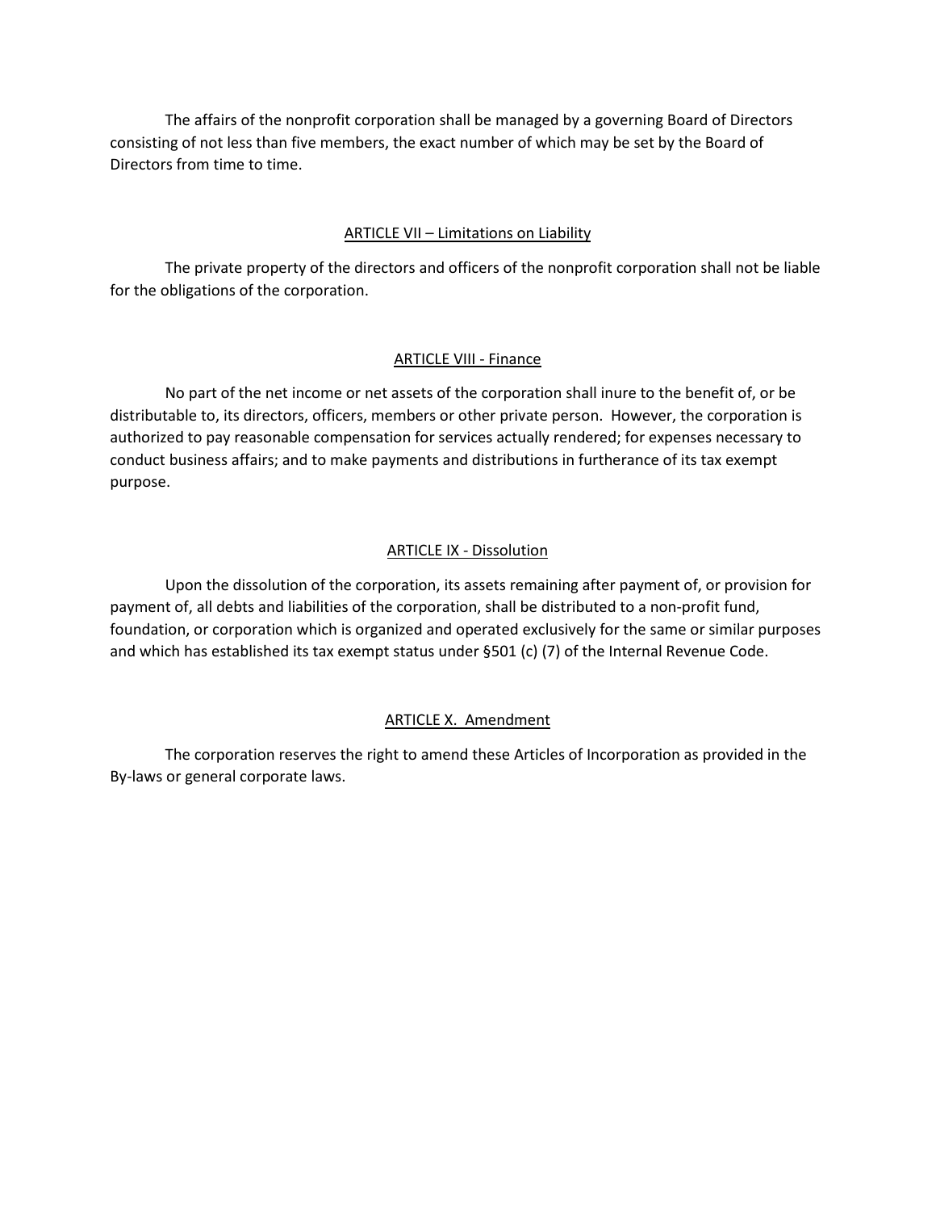The affairs of the nonprofit corporation shall be managed by a governing Board of Directors consisting of not less than five members, the exact number of which may be set by the Board of Directors from time to time.

## ARTICLE VII – Limitations on Liability

The private property of the directors and officers of the nonprofit corporation shall not be liable for the obligations of the corporation.

## ARTICLE VIII - Finance

No part of the net income or net assets of the corporation shall inure to the benefit of, or be distributable to, its directors, officers, members or other private person. However, the corporation is authorized to pay reasonable compensation for services actually rendered; for expenses necessary to conduct business affairs; and to make payments and distributions in furtherance of its tax exempt purpose.

## ARTICLE IX - Dissolution

Upon the dissolution of the corporation, its assets remaining after payment of, or provision for payment of, all debts and liabilities of the corporation, shall be distributed to a non-profit fund, foundation, or corporation which is organized and operated exclusively for the same or similar purposes and which has established its tax exempt status under §501 (c) (7) of the Internal Revenue Code.

## ARTICLE X. Amendment

The corporation reserves the right to amend these Articles of Incorporation as provided in the By-laws or general corporate laws.